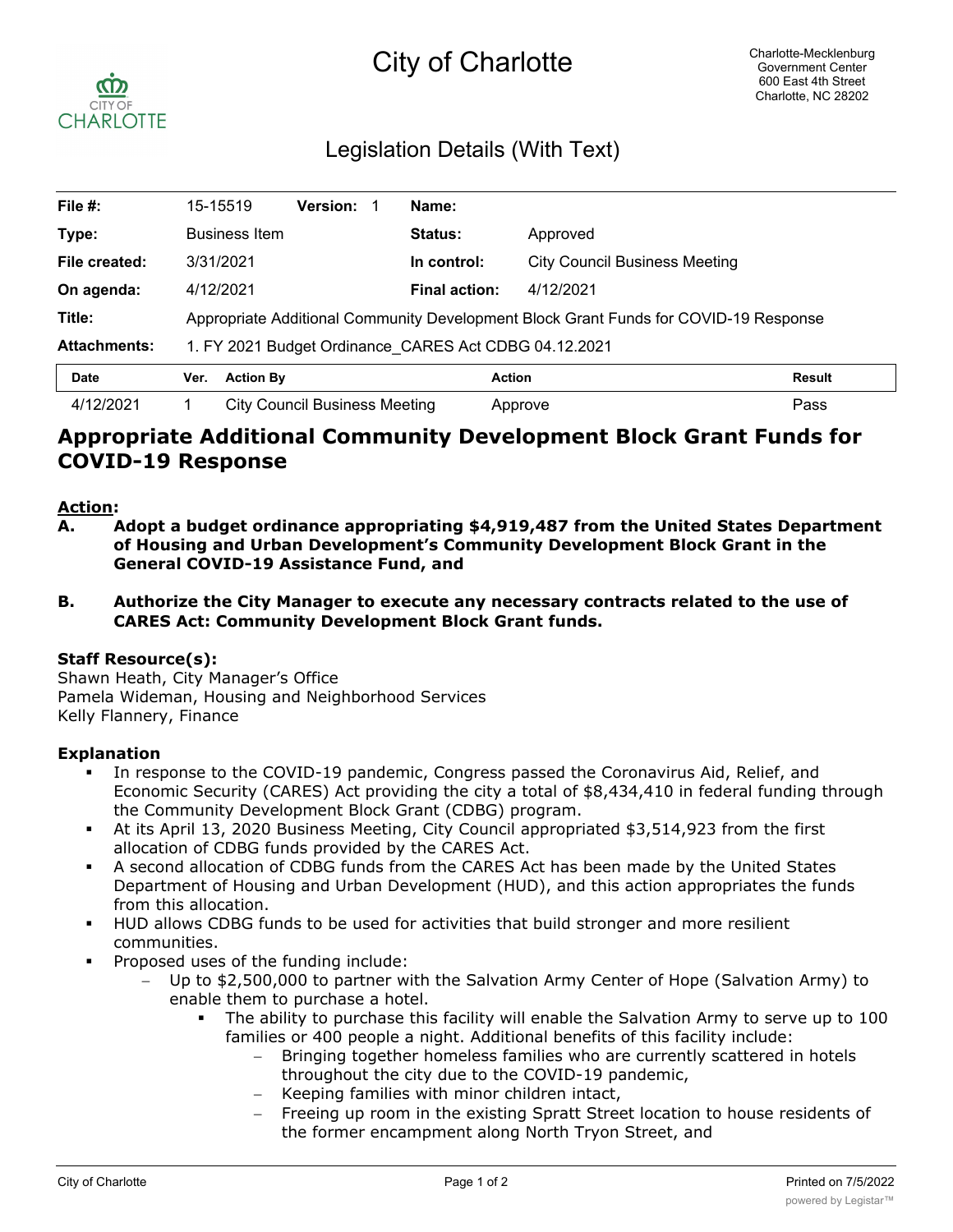# City of Charlotte

Charlotte-Mecklenburg Government Center
600 East 4th Street
Charlotte, NC 28202

## Legislation Details (With Text)

| | | | |
|---|---|---|---|
| **File #:** | 15-15519 **Version:** 1 | **Name:** | |
| **Type:** | Business Item | **Status:** | Approved |
| **File created:** | 3/31/2021 | **In control:** | City Council Business Meeting |
| **On agenda:** | 4/12/2021 | **Final action:** | 4/12/2021 |
| **Title:** | Appropriate Additional Community Development Block Grant Funds for COVID-19 Response | | |
| **Attachments:** | 1. FY 2021 Budget Ordinance_CARES Act CDBG 04.12.2021 | | |

| Date | Ver. | Action By | Action | Result |
|---|---|---|---|---|
| 4/12/2021 | 1 | City Council Business Meeting | Approve | Pass |

# Appropriate Additional Community Development Block Grant Funds for COVID-19 Response

**Action:**

**A. Adopt a budget ordinance appropriating $4,919,487 from the United States Department of Housing and Urban Development's Community Development Block Grant in the General COVID-19 Assistance Fund, and**

**B. Authorize the City Manager to execute any necessary contracts related to the use of CARES Act: Community Development Block Grant funds.**

**Staff Resource(s):**
Shawn Heath, City Manager's Office
Pamela Wideman, Housing and Neighborhood Services
Kelly Flannery, Finance

**Explanation**

- In response to the COVID-19 pandemic, Congress passed the Coronavirus Aid, Relief, and Economic Security (CARES) Act providing the city a total of $8,434,410 in federal funding through the Community Development Block Grant (CDBG) program.
- At its April 13, 2020 Business Meeting, City Council appropriated $3,514,923 from the first allocation of CDBG funds provided by the CARES Act.
- A second allocation of CDBG funds from the CARES Act has been made by the United States Department of Housing and Urban Development (HUD), and this action appropriates the funds from this allocation.
- HUD allows CDBG funds to be used for activities that build stronger and more resilient communities.
- Proposed uses of the funding include:
  - Up to $2,500,000 to partner with the Salvation Army Center of Hope (Salvation Army) to enable them to purchase a hotel.
    - The ability to purchase this facility will enable the Salvation Army to serve up to 100 families or 400 people a night. Additional benefits of this facility include:
      - Bringing together homeless families who are currently scattered in hotels throughout the city due to the COVID-19 pandemic,
      - Keeping families with minor children intact,
      - Freeing up room in the existing Spratt Street location to house residents of the former encampment along North Tryon Street, and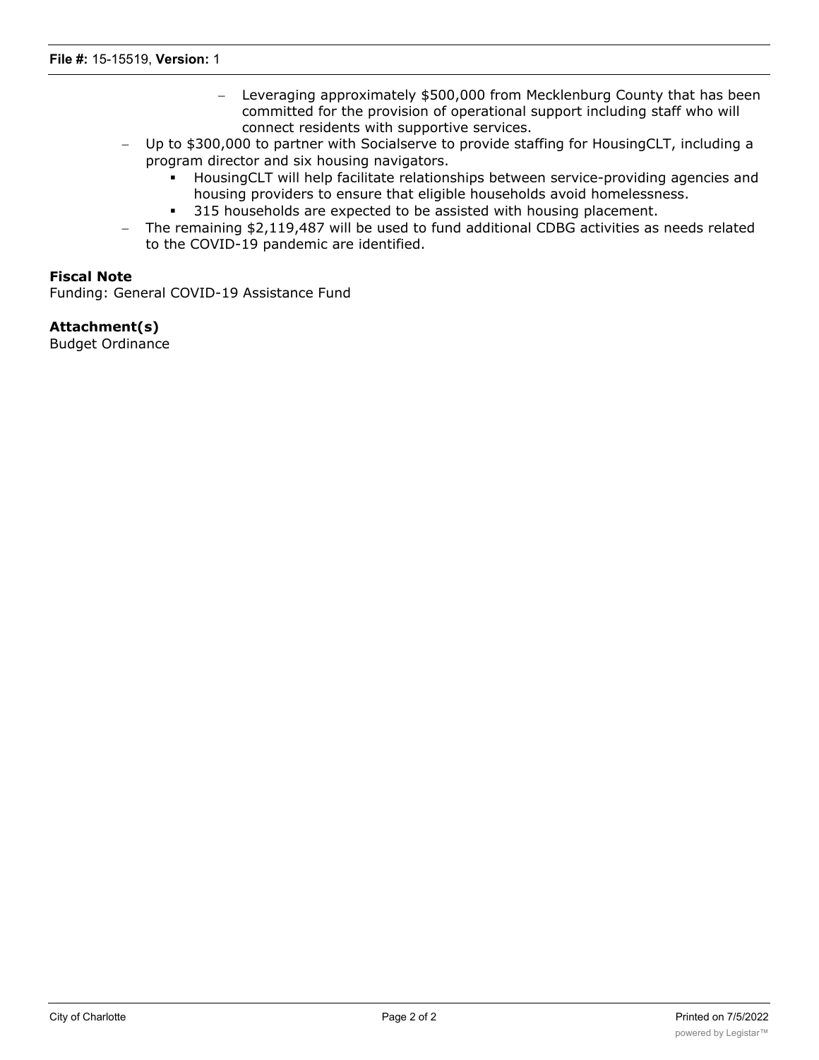- Leveraging approximately $500,000 from Mecklenburg County that has been committed for the provision of operational support including staff who will connect residents with supportive services.
- Up to $300,000 to partner with Socialserve to provide staffing for HousingCLT, including a program director and six housing navigators.
  - HousingCLT will help facilitate relationships between service-providing agencies and housing providers to ensure that eligible households avoid homelessness.
  - 315 households are expected to be assisted with housing placement.
- The remaining $2,119,487 will be used to fund additional CDBG activities as needs related to the COVID-19 pandemic are identified.

**Fiscal Note**

Funding: General COVID-19 Assistance Fund

**Attachment(s)**

Budget Ordinance